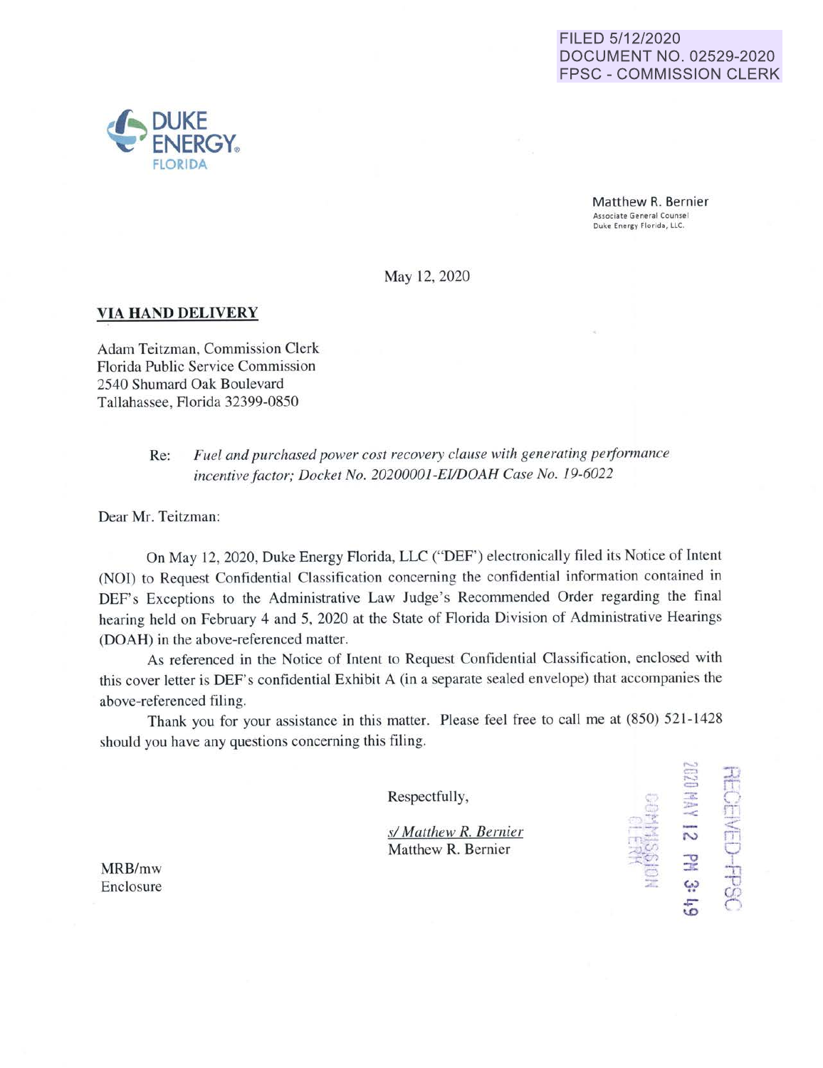FILED 5/12/2020
DOCUMENT NO. 02529-2020
FPSC - COMMISSION CLERK

DUKE ENERGY.
FLORIDA

Matthew R. Bernier
Associate General Counsel
Duke Energy Florida, LLC.

May 12, 2020

**VIA HAND DELIVERY**

Adam Teitzman, Commission Clerk
Florida Public Service Commission
2540 Shumard Oak Boulevard
Tallahassee, Florida 32399-0850

Re: *Fuel and purchased power cost recovery clause with generating performance incentive factor; Docket No. 20200001-EI/DOAH Case No. 19-6022*

Dear Mr. Teitzman:

On May 12, 2020, Duke Energy Florida, LLC ("DEF") electronically filed its Notice of Intent (NOI) to Request Confidential Classification concerning the confidential information contained in DEF's Exceptions to the Administrative Law Judge's Recommended Order regarding the final hearing held on February 4 and 5, 2020 at the State of Florida Division of Administrative Hearings (DOAH) in the above-referenced matter.

As referenced in the Notice of Intent to Request Confidential Classification, enclosed with this cover letter is DEF's confidential Exhibit A (in a separate sealed envelope) that accompanies the above-referenced filing.

Thank you for your assistance in this matter. Please feel free to call me at (850) 521-1428 should you have any questions concerning this filing.

Respectfully,

*s/ Matthew R. Bernier*
Matthew R. Bernier

MRB/mw
Enclosure

RECEIVED-FPSC
2020 MAY 12 PM 3:49
COMMISSION CLERK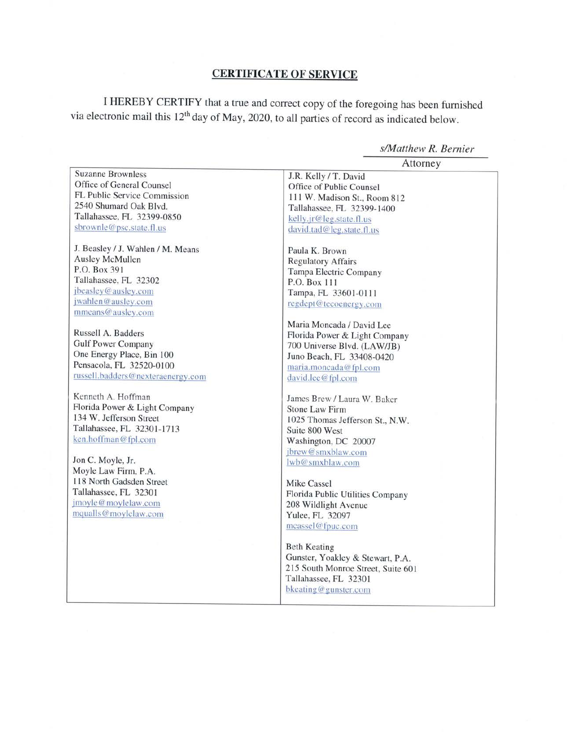## CERTIFICATE OF SERVICE

I HEREBY CERTIFY that a true and correct copy of the foregoing has been furnished via electronic mail this 12th day of May, 2020, to all parties of record as indicated below.

*s/Matthew R. Bernier*
Attorney

| | |
|---|---|
| Suzanne Brownless<br>Office of General Counsel<br>FL Public Service Commission<br>2540 Shumard Oak Blvd.<br>Tallahassee, FL 32399-0850<br>sbrownle@psc.state.fl.us<br><br>J. Beasley / J. Wahlen / M. Means<br>Ausley McMullen<br>P.O. Box 391<br>Tallahassee, FL 32302<br>jbeasley@ausley.com<br>jwahlen@ausley.com<br>mmeans@ausley.com<br><br>Russell A. Badders<br>Gulf Power Company<br>One Energy Place, Bin 100<br>Pensacola, FL 32520-0100<br>russell.badders@nexteraenergy.com<br><br>Kenneth A. Hoffman<br>Florida Power & Light Company<br>134 W. Jefferson Street<br>Tallahassee, FL 32301-1713<br>ken.hoffman@fpl.com<br><br>Jon C. Moyle, Jr.<br>Moyle Law Firm, P.A.<br>118 North Gadsden Street<br>Tallahassee, FL 32301<br>jmoyle@moylelaw.com<br>mqualls@moylelaw.com | J.R. Kelly / T. David<br>Office of Public Counsel<br>111 W. Madison St., Room 812<br>Tallahassee, FL 32399-1400<br>kelly.jr@leg.state.fl.us<br>david.tad@leg.state.fl.us<br><br>Paula K. Brown<br>Regulatory Affairs<br>Tampa Electric Company<br>P.O. Box 111<br>Tampa, FL 33601-0111<br>regdept@tecoenergy.com<br><br>Maria Moncada / David Lee<br>Florida Power & Light Company<br>700 Universe Blvd. (LAW/JB)<br>Juno Beach, FL 33408-0420<br>maria.moncada@fpl.com<br>david.lee@fpl.com<br><br>James Brew / Laura W. Baker<br>Stone Law Firm<br>1025 Thomas Jefferson St., N.W.<br>Suite 800 West<br>Washington, DC 20007<br>jbrew@smxblaw.com<br>lwb@smxblaw.com<br><br>Mike Cassel<br>Florida Public Utilities Company<br>208 Wildlight Avenue<br>Yulee, FL 32097<br>mcassel@fpuc.com<br><br>Beth Keating<br>Gunster, Yoakley & Stewart, P.A.<br>215 South Monroe Street, Suite 601<br>Tallahassee, FL 32301<br>bkeating@gunster.com |